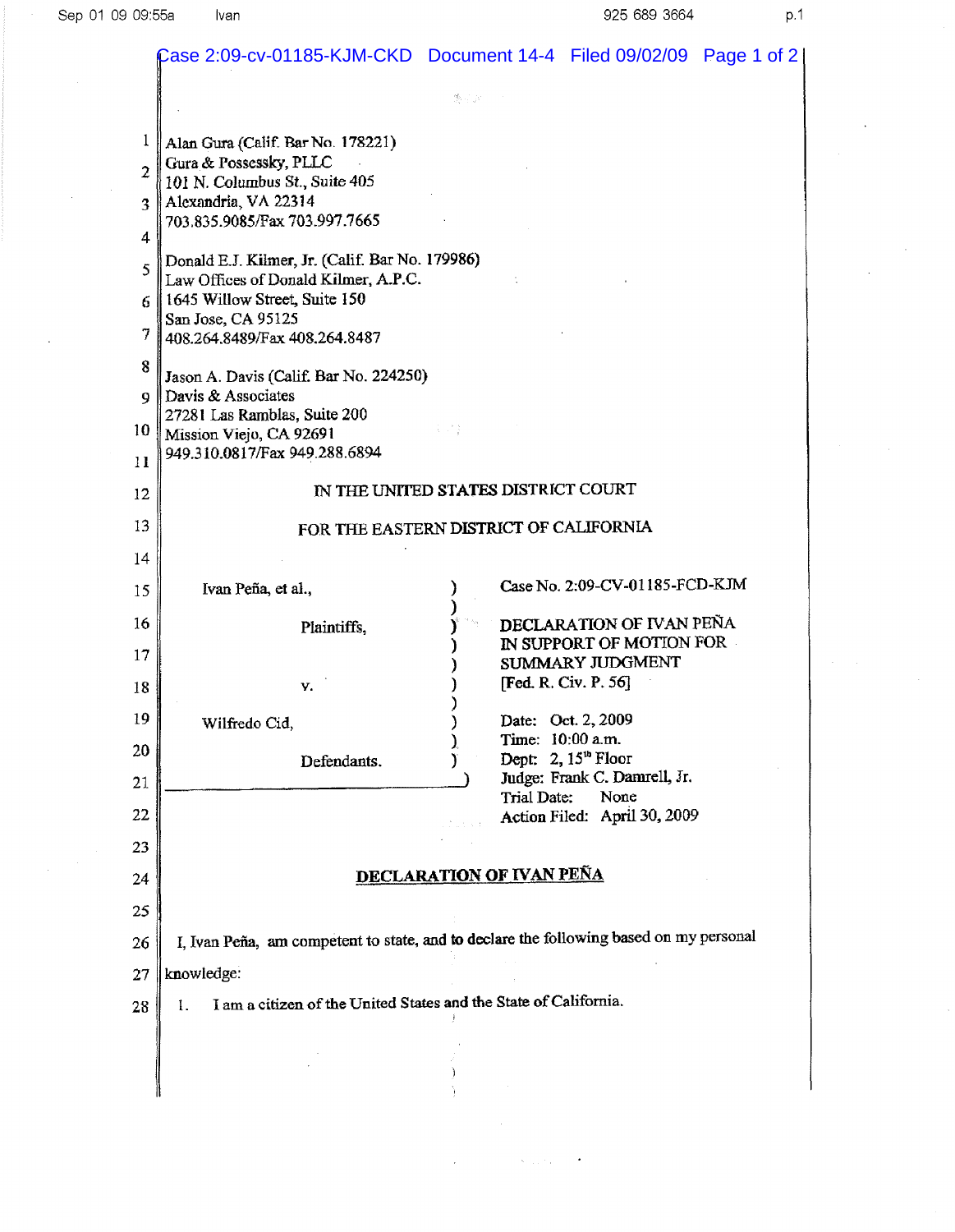Alan Gura (Calif. Bar No. 178221)
Gura & Possessky, PLLC
101 N. Columbus St., Suite 405
Alexandria, VA 22314
703.835.9085/Fax 703.997.7665

Donald E.J. Kilmer, Jr. (Calif. Bar No. 179986)
Law Offices of Donald Kilmer, A.P.C.
1645 Willow Street, Suite 150
San Jose, CA 95125
408.264.8489/Fax 408.264.8487

Jason A. Davis (Calif. Bar No. 224250)
Davis & Associates
27281 Las Ramblas, Suite 200
Mission Viejo, CA 92691
949.310.0817/Fax 949.288.6894

IN THE UNITED STATES DISTRICT COURT

FOR THE EASTERN DISTRICT OF CALIFORNIA

| | |
|---|---|
| Ivan Peña, et al., Plaintiffs, v. Wilfredo Cid, Defendants. | Case No. 2:09-CV-01185-FCD-KJM<br><br>DECLARATION OF IVAN PEÑA IN SUPPORT OF MOTION FOR SUMMARY JUDGMENT [Fed. R. Civ. P. 56]<br><br>Date: Oct. 2, 2009<br>Time: 10:00 a.m.<br>Dept: 2, 15th Floor<br>Judge: Frank C. Damrell, Jr.<br>Trial Date: None<br>Action Filed: April 30, 2009 |

## DECLARATION OF IVAN PEÑA

I, Ivan Peña, am competent to state, and to declare the following based on my personal knowledge:

1. I am a citizen of the United States and the State of California.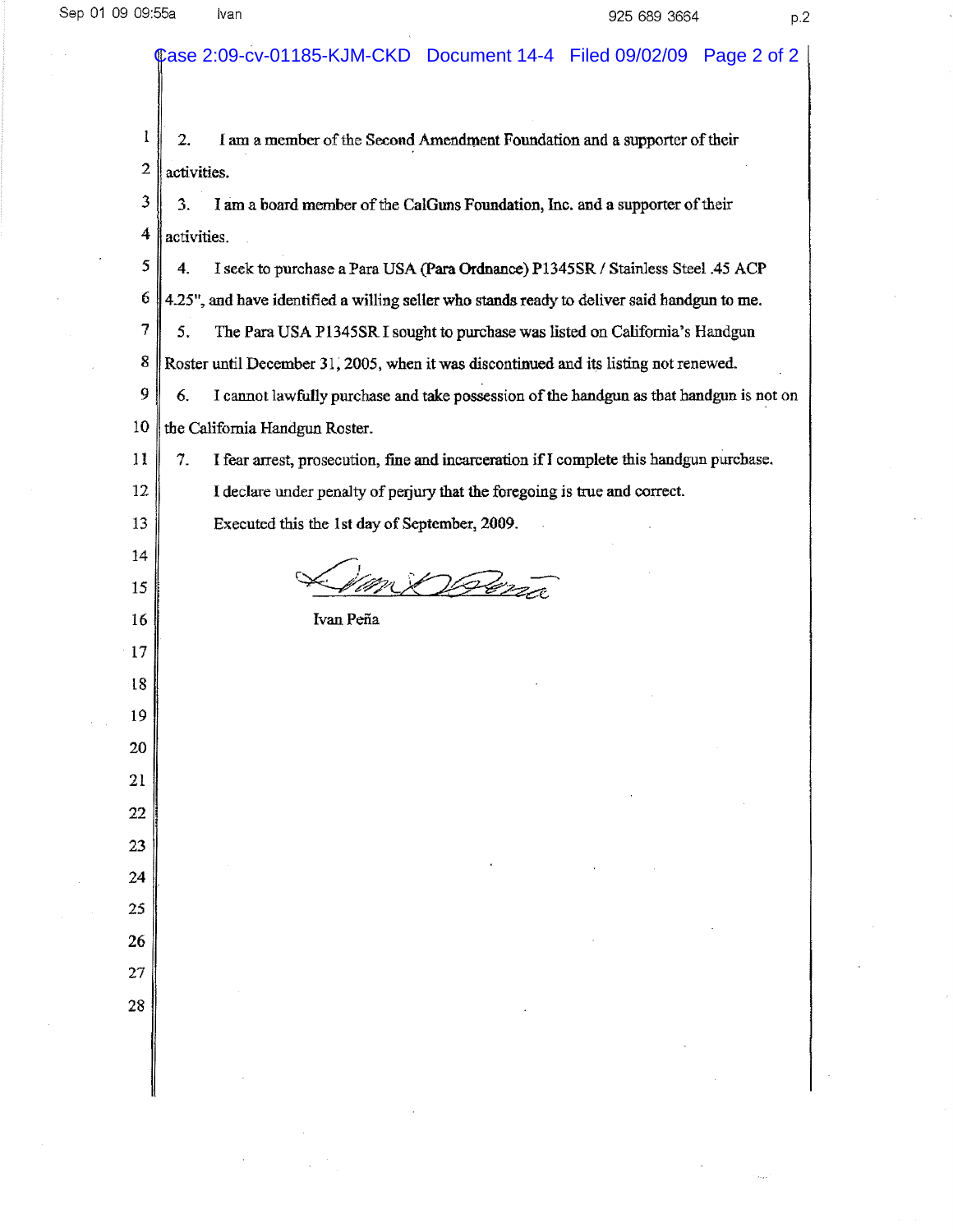2. I am a member of the Second Amendment Foundation and a supporter of their activities.

3. I am a board member of the CalGuns Foundation, Inc. and a supporter of their activities.

4. I seek to purchase a Para USA (Para Ordnance) P1345SR / Stainless Steel .45 ACP 4.25", and have identified a willing seller who stands ready to deliver said handgun to me.

5. The Para USA P1345SR I sought to purchase was listed on California's Handgun Roster until December 31, 2005, when it was discontinued and its listing not renewed.

6. I cannot lawfully purchase and take possession of the handgun as that handgun is not on the California Handgun Roster.

7. I fear arrest, prosecution, fine and incarceration if I complete this handgun purchase.

I declare under penalty of perjury that the foregoing is true and correct.

Executed this the 1st day of September, 2009.

Ivan Peña